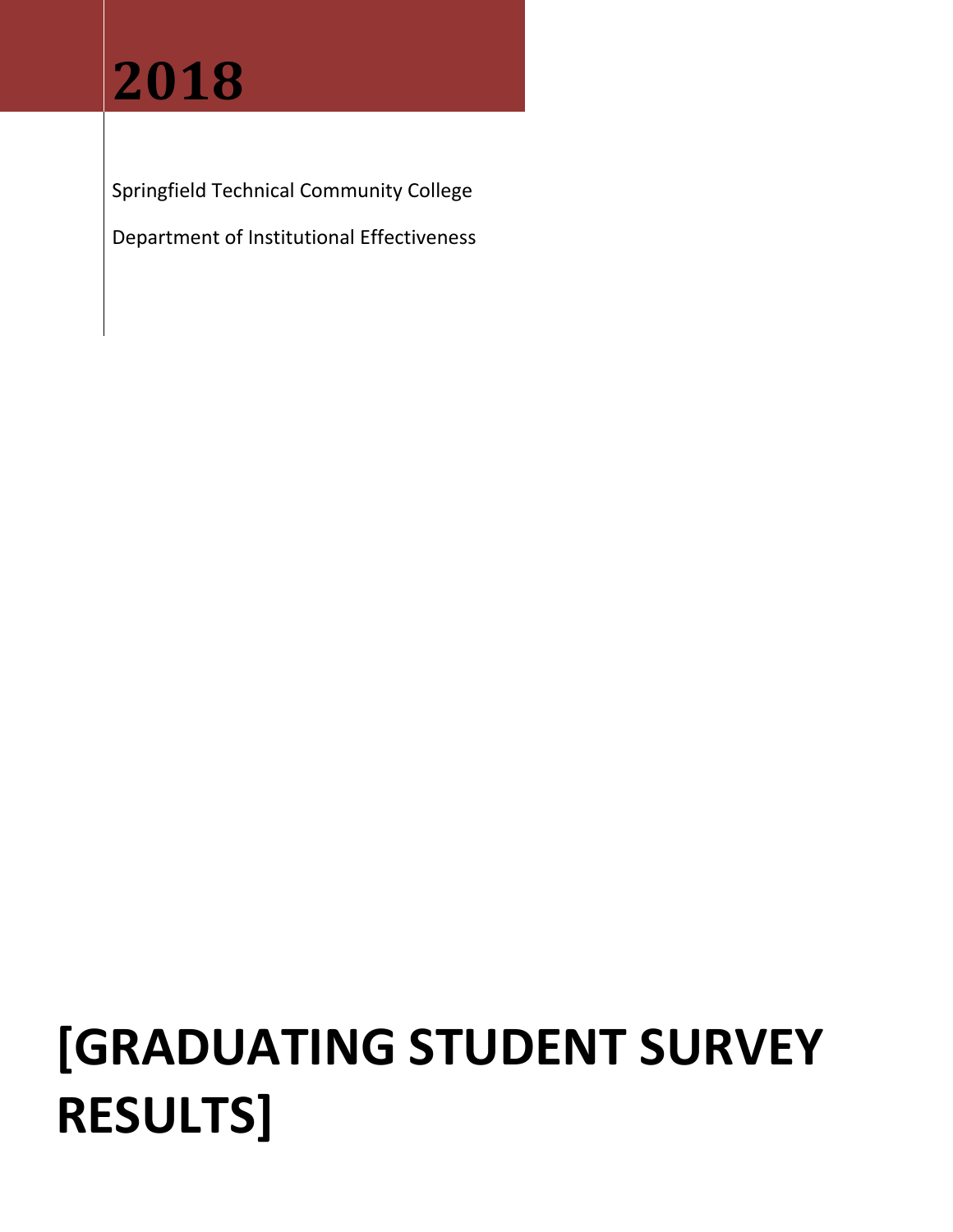# 2018

Springfield Technical Community College

Department of Institutional Effectiveness

# [GRADUATING STUDENT SURVEY RESULTS]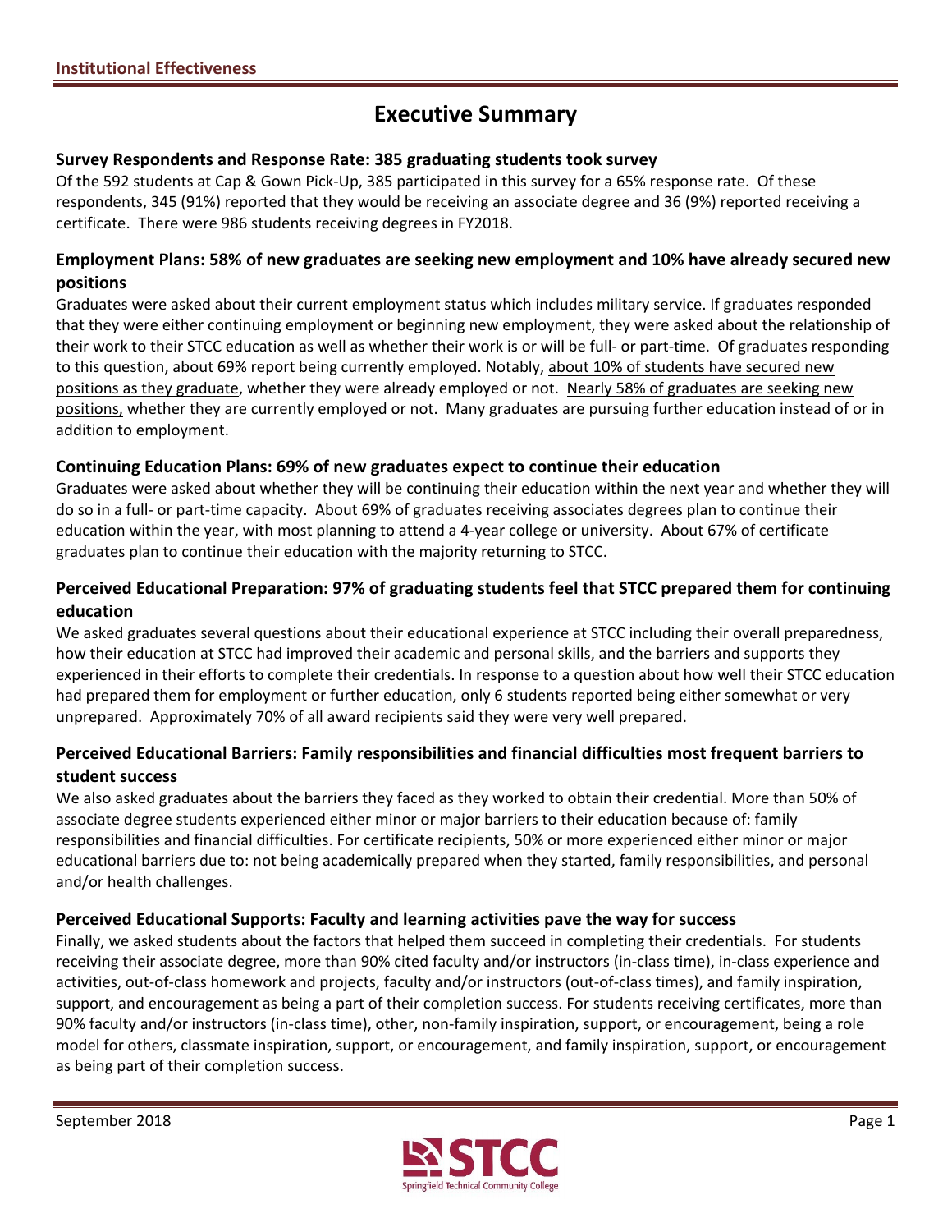# Executive Summary

### Survey Respondents and Response Rate: 385 graduating students took survey

Of the 592 students at Cap & Gown Pick-Up, 385 participated in this survey for a 65% response rate. Of these respondents, 345 (91%) reported that they would be receiving an associate degree and 36 (9%) reported receiving a certificate. There were 986 students receiving degrees in FY2018.

### Employment Plans: 58% of new graduates are seeking new employment and 10% have already secured new positions

Graduates were asked about their current employment status which includes military service. If graduates responded that they were either continuing employment or beginning new employment, they were asked about the relationship of their work to their STCC education as well as whether their work is or will be full- or part-time. Of graduates responding to this question, about 69% report being currently employed. Notably, about 10% of students have secured new positions as they graduate, whether they were already employed or not. Nearly 58% of graduates are seeking new positions, whether they are currently employed or not. Many graduates are pursuing further education instead of or in addition to employment.

### Continuing Education Plans: 69% of new graduates expect to continue their education

Graduates were asked about whether they will be continuing their education within the next year and whether they will do so in a full- or part-time capacity. About 69% of graduates receiving associates degrees plan to continue their education within the year, with most planning to attend a 4-year college or university. About 67% of certificate graduates plan to continue their education with the majority returning to STCC.

### Perceived Educational Preparation: 97% of graduating students feel that STCC prepared them for continuing education

We asked graduates several questions about their educational experience at STCC including their overall preparedness, how their education at STCC had improved their academic and personal skills, and the barriers and supports they experienced in their efforts to complete their credentials. In response to a question about how well their STCC education had prepared them for employment or further education, only 6 students reported being either somewhat or very unprepared. Approximately 70% of all award recipients said they were very well prepared.

### Perceived Educational Barriers: Family responsibilities and financial difficulties most frequent barriers to student success

We also asked graduates about the barriers they faced as they worked to obtain their credential. More than 50% of associate degree students experienced either minor or major barriers to their education because of: family responsibilities and financial difficulties. For certificate recipients, 50% or more experienced either minor or major educational barriers due to: not being academically prepared when they started, family responsibilities, and personal and/or health challenges.

### Perceived Educational Supports: Faculty and learning activities pave the way for success

Finally, we asked students about the factors that helped them succeed in completing their credentials. For students receiving their associate degree, more than 90% cited faculty and/or instructors (in-class time), in-class experience and activities, out-of-class homework and projects, faculty and/or instructors (out-of-class times), and family inspiration, support, and encouragement as being a part of their completion success. For students receiving certificates, more than 90% faculty and/or instructors (in-class time), other, non-family inspiration, support, or encouragement, being a role model for others, classmate inspiration, support, or encouragement, and family inspiration, support, or encouragement as being part of their completion success.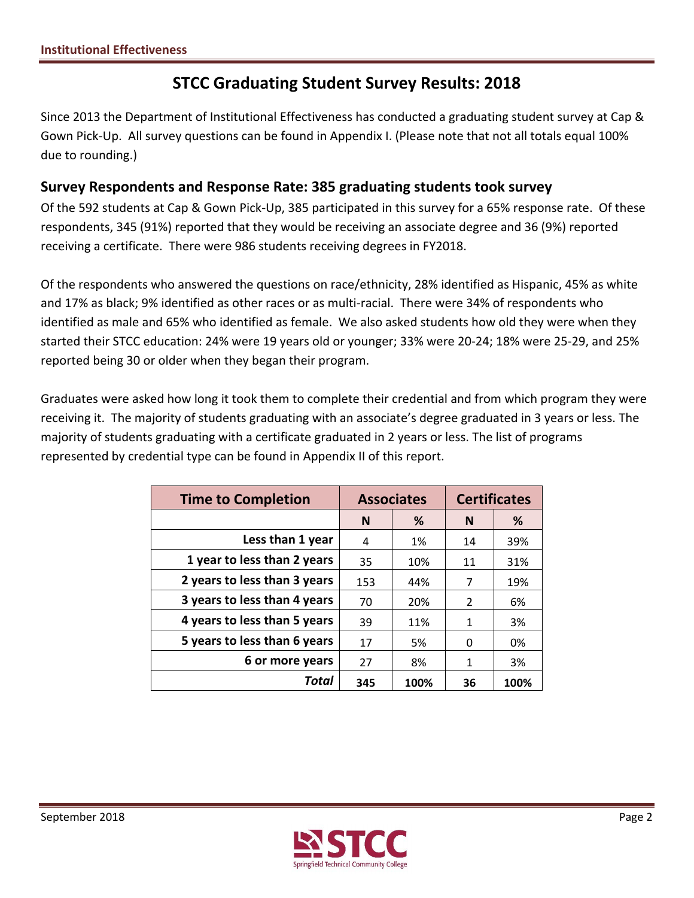# STCC Graduating Student Survey Results: 2018

Since 2013 the Department of Institutional Effectiveness has conducted a graduating student survey at Cap & Gown Pick-Up. All survey questions can be found in Appendix I. (Please note that not all totals equal 100% due to rounding.)

## Survey Respondents and Response Rate: 385 graduating students took survey

Of the 592 students at Cap & Gown Pick-Up, 385 participated in this survey for a 65% response rate. Of these respondents, 345 (91%) reported that they would be receiving an associate degree and 36 (9%) reported receiving a certificate. There were 986 students receiving degrees in FY2018.

Of the respondents who answered the questions on race/ethnicity, 28% identified as Hispanic, 45% as white and 17% as black; 9% identified as other races or as multi-racial. There were 34% of respondents who identified as male and 65% who identified as female. We also asked students how old they were when they started their STCC education: 24% were 19 years old or younger; 33% were 20-24; 18% were 25-29, and 25% reported being 30 or older when they began their program.

Graduates were asked how long it took them to complete their credential and from which program they were receiving it. The majority of students graduating with an associate's degree graduated in 3 years or less. The majority of students graduating with a certificate graduated in 2 years or less. The list of programs represented by credential type can be found in Appendix II of this report.

| Time to Completion | Associates | | Certificates | |
|---|---|---|---|---|
| | N | % | N | % |
| Less than 1 year | 4 | 1% | 14 | 39% |
| 1 year to less than 2 years | 35 | 10% | 11 | 31% |
| 2 years to less than 3 years | 153 | 44% | 7 | 19% |
| 3 years to less than 4 years | 70 | 20% | 2 | 6% |
| 4 years to less than 5 years | 39 | 11% | 1 | 3% |
| 5 years to less than 6 years | 17 | 5% | 0 | 0% |
| 6 or more years | 27 | 8% | 1 | 3% |
| ***Total*** | **345** | **100%** | **36** | **100%** |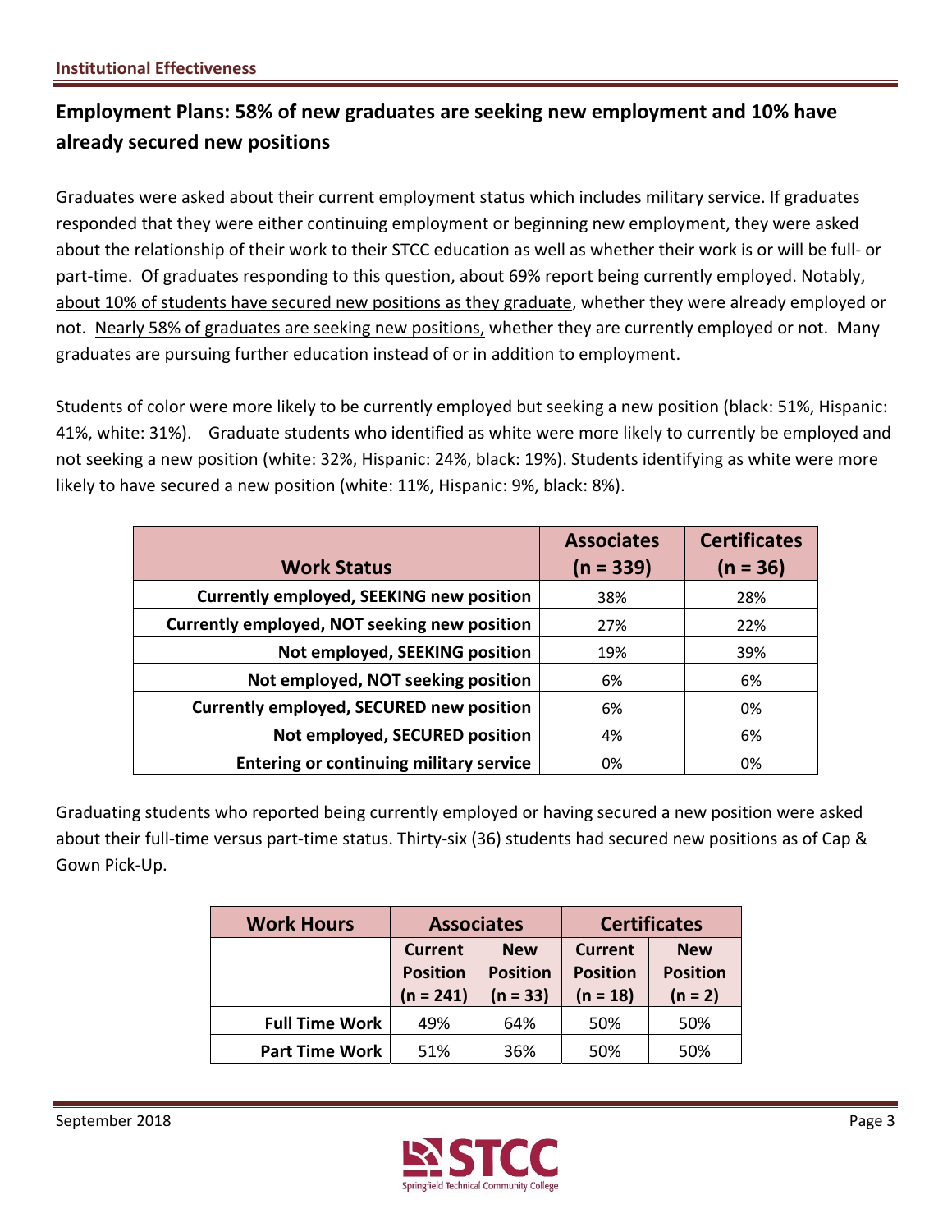## Employment Plans: 58% of new graduates are seeking new employment and 10% have already secured new positions

Graduates were asked about their current employment status which includes military service. If graduates responded that they were either continuing employment or beginning new employment, they were asked about the relationship of their work to their STCC education as well as whether their work is or will be full- or part-time. Of graduates responding to this question, about 69% report being currently employed. Notably, about 10% of students have secured new positions as they graduate, whether they were already employed or not. Nearly 58% of graduates are seeking new positions, whether they are currently employed or not. Many graduates are pursuing further education instead of or in addition to employment.

Students of color were more likely to be currently employed but seeking a new position (black: 51%, Hispanic: 41%, white: 31%). Graduate students who identified as white were more likely to currently be employed and not seeking a new position (white: 32%, Hispanic: 24%, black: 19%). Students identifying as white were more likely to have secured a new position (white: 11%, Hispanic: 9%, black: 8%).

| Work Status | Associates (n = 339) | Certificates (n = 36) |
|---|---|---|
| Currently employed, SEEKING new position | 38% | 28% |
| Currently employed, NOT seeking new position | 27% | 22% |
| Not employed, SEEKING position | 19% | 39% |
| Not employed, NOT seeking position | 6% | 6% |
| Currently employed, SECURED new position | 6% | 0% |
| Not employed, SECURED position | 4% | 6% |
| Entering or continuing military service | 0% | 0% |

Graduating students who reported being currently employed or having secured a new position were asked about their full-time versus part-time status. Thirty-six (36) students had secured new positions as of Cap & Gown Pick-Up.

| Work Hours | Associates | | Certificates | |
|---|---|---|---|---|
| | Current Position (n = 241) | New Position (n = 33) | Current Position (n = 18) | New Position (n = 2) |
| Full Time Work | 49% | 64% | 50% | 50% |
| Part Time Work | 51% | 36% | 50% | 50% |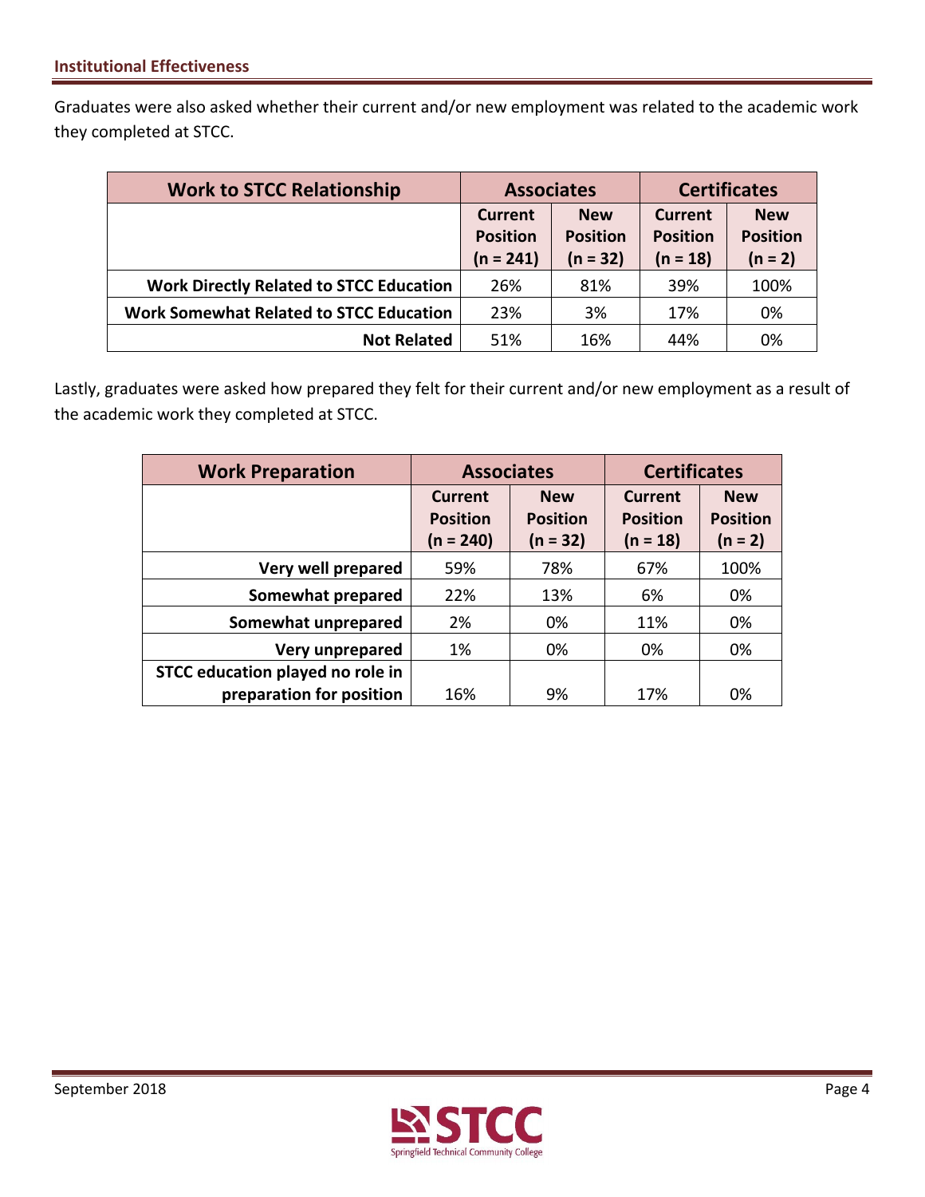Graduates were also asked whether their current and/or new employment was related to the academic work they completed at STCC.

| Work to STCC Relationship | Associates | | Certificates | |
|---|---|---|---|---|
| | Current Position (n = 241) | New Position (n = 32) | Current Position (n = 18) | New Position (n = 2) |
| **Work Directly Related to STCC Education** | 26% | 81% | 39% | 100% |
| **Work Somewhat Related to STCC Education** | 23% | 3% | 17% | 0% |
| **Not Related** | 51% | 16% | 44% | 0% |

Lastly, graduates were asked how prepared they felt for their current and/or new employment as a result of the academic work they completed at STCC.

| Work Preparation | Associates | | Certificates | |
|---|---|---|---|---|
| | Current Position (n = 240) | New Position (n = 32) | Current Position (n = 18) | New Position (n = 2) |
| **Very well prepared** | 59% | 78% | 67% | 100% |
| **Somewhat prepared** | 22% | 13% | 6% | 0% |
| **Somewhat unprepared** | 2% | 0% | 11% | 0% |
| **Very unprepared** | 1% | 0% | 0% | 0% |
| **STCC education played no role in preparation for position** | 16% | 9% | 17% | 0% |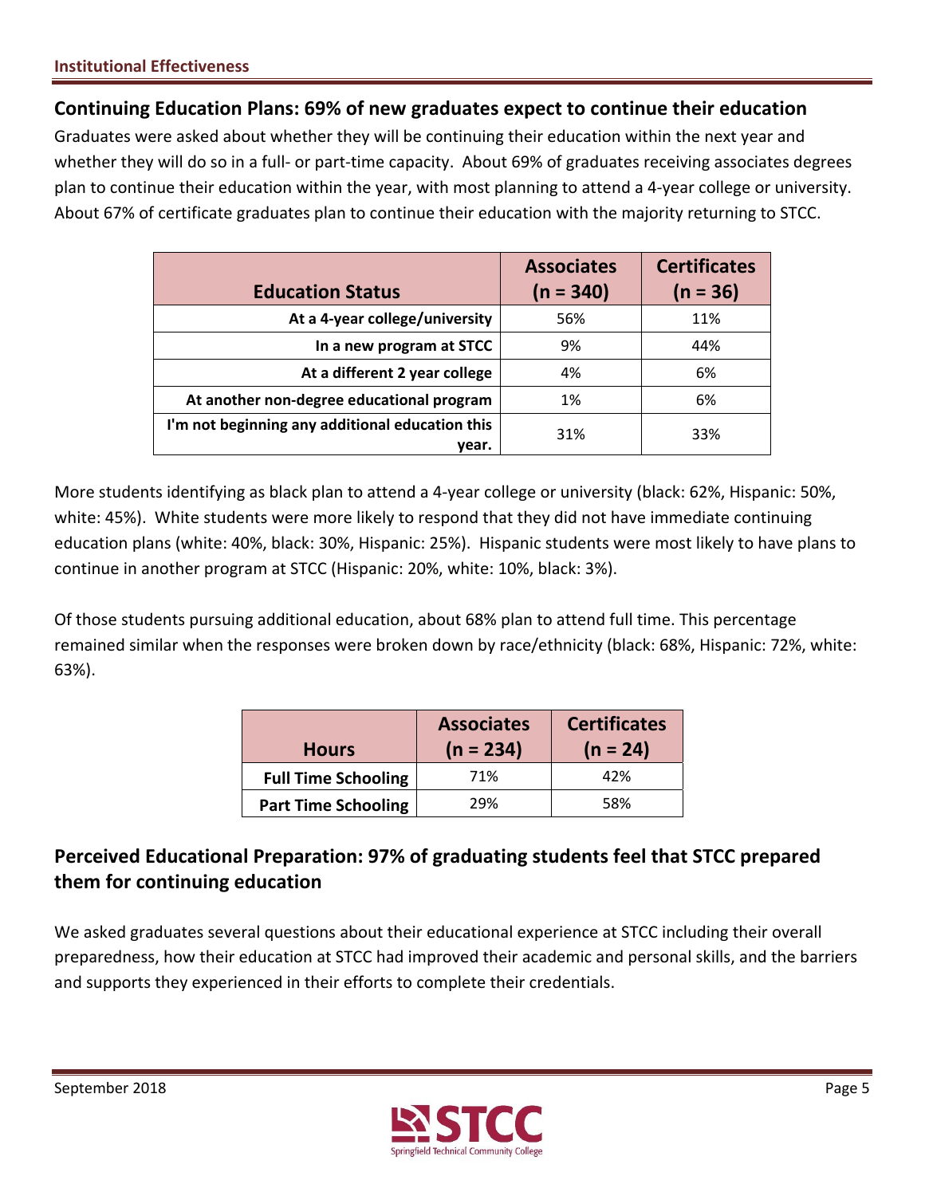## Continuing Education Plans: 69% of new graduates expect to continue their education

Graduates were asked about whether they will be continuing their education within the next year and whether they will do so in a full- or part-time capacity. About 69% of graduates receiving associates degrees plan to continue their education within the year, with most planning to attend a 4-year college or university. About 67% of certificate graduates plan to continue their education with the majority returning to STCC.

| Education Status | Associates (n = 340) | Certificates (n = 36) |
|---|---|---|
| At a 4-year college/university | 56% | 11% |
| In a new program at STCC | 9% | 44% |
| At a different 2 year college | 4% | 6% |
| At another non-degree educational program | 1% | 6% |
| I'm not beginning any additional education this year. | 31% | 33% |

More students identifying as black plan to attend a 4-year college or university (black: 62%, Hispanic: 50%, white: 45%). White students were more likely to respond that they did not have immediate continuing education plans (white: 40%, black: 30%, Hispanic: 25%). Hispanic students were most likely to have plans to continue in another program at STCC (Hispanic: 20%, white: 10%, black: 3%).

Of those students pursuing additional education, about 68% plan to attend full time. This percentage remained similar when the responses were broken down by race/ethnicity (black: 68%, Hispanic: 72%, white: 63%).

| Hours | Associates (n = 234) | Certificates (n = 24) |
|---|---|---|
| Full Time Schooling | 71% | 42% |
| Part Time Schooling | 29% | 58% |

## Perceived Educational Preparation: 97% of graduating students feel that STCC prepared them for continuing education

We asked graduates several questions about their educational experience at STCC including their overall preparedness, how their education at STCC had improved their academic and personal skills, and the barriers and supports they experienced in their efforts to complete their credentials.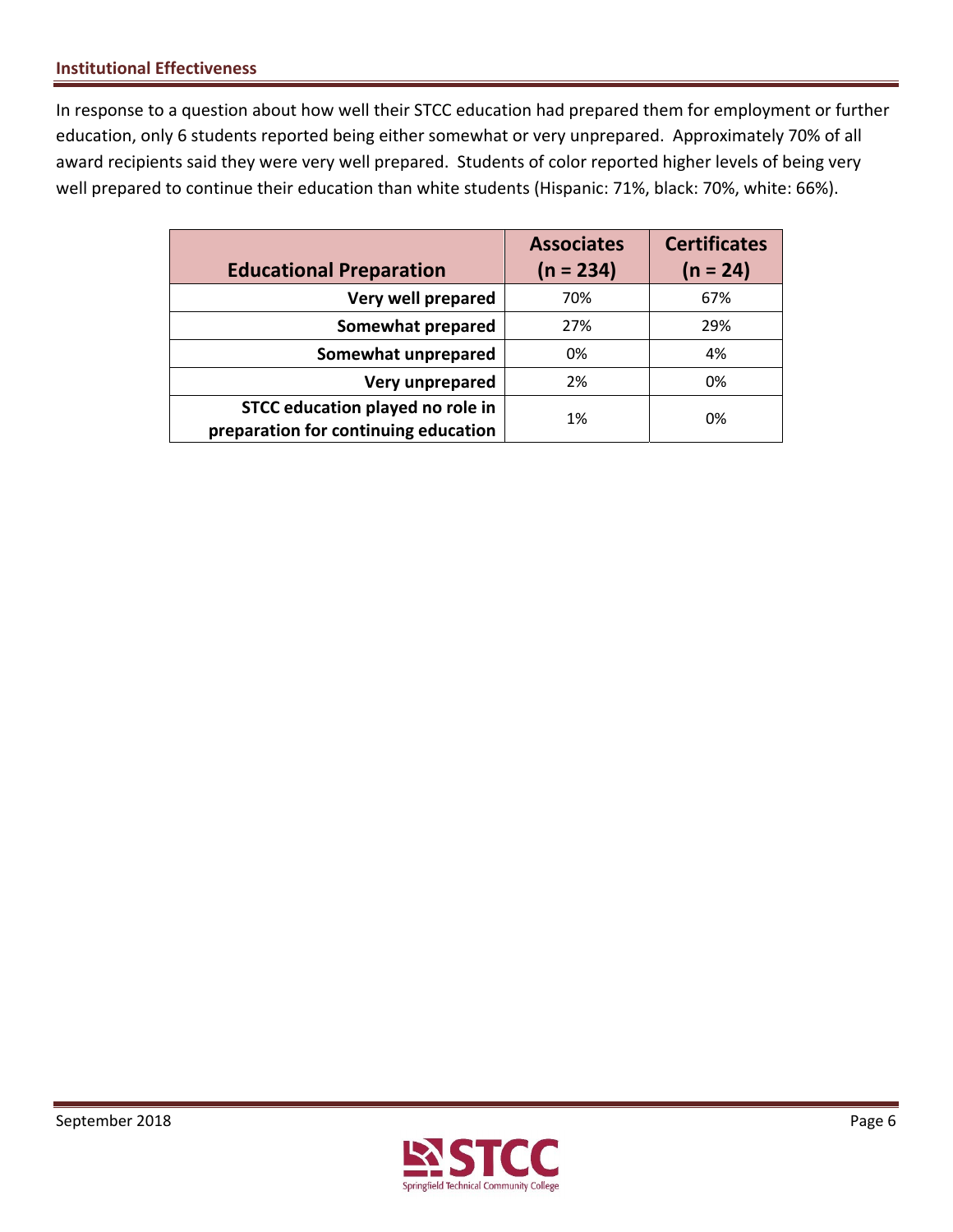In response to a question about how well their STCC education had prepared them for employment or further education, only 6 students reported being either somewhat or very unprepared. Approximately 70% of all award recipients said they were very well prepared. Students of color reported higher levels of being very well prepared to continue their education than white students (Hispanic: 71%, black: 70%, white: 66%).

| Educational Preparation | Associates (n = 234) | Certificates (n = 24) |
|---|---|---|
| **Very well prepared** | 70% | 67% |
| **Somewhat prepared** | 27% | 29% |
| **Somewhat unprepared** | 0% | 4% |
| **Very unprepared** | 2% | 0% |
| **STCC education played no role in preparation for continuing education** | 1% | 0% |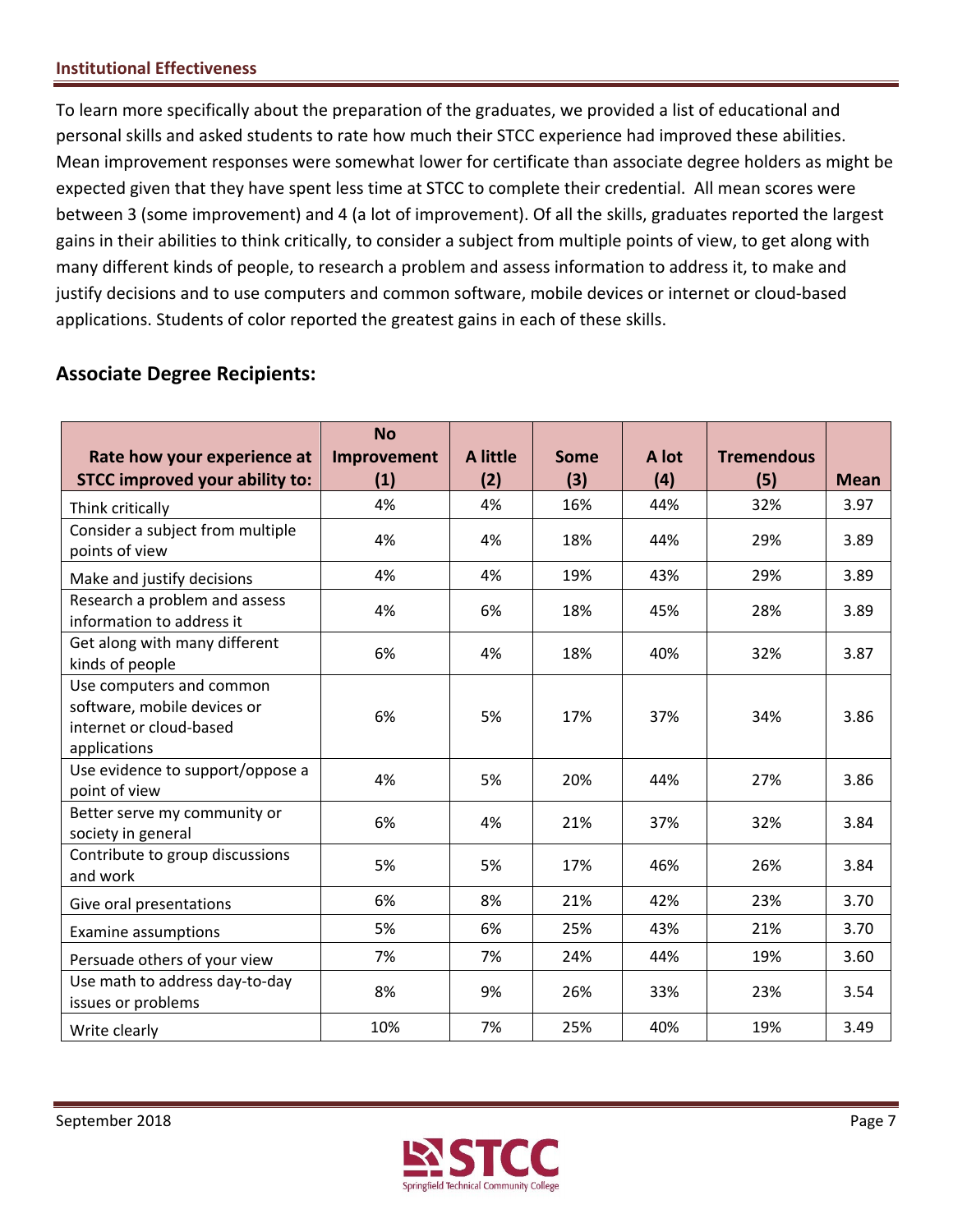## Institutional Effectiveness

To learn more specifically about the preparation of the graduates, we provided a list of educational and personal skills and asked students to rate how much their STCC experience had improved these abilities. Mean improvement responses were somewhat lower for certificate than associate degree holders as might be expected given that they have spent less time at STCC to complete their credential. All mean scores were between 3 (some improvement) and 4 (a lot of improvement). Of all the skills, graduates reported the largest gains in their abilities to think critically, to consider a subject from multiple points of view, to get along with many different kinds of people, to research a problem and assess information to address it, to make and justify decisions and to use computers and common software, mobile devices or internet or cloud-based applications. Students of color reported the greatest gains in each of these skills.

### Associate Degree Recipients:

| Rate how your experience at STCC improved your ability to: | No Improvement (1) | A little (2) | Some (3) | A lot (4) | Tremendous (5) | Mean |
|---|---|---|---|---|---|---|
| Think critically | 4% | 4% | 16% | 44% | 32% | 3.97 |
| Consider a subject from multiple points of view | 4% | 4% | 18% | 44% | 29% | 3.89 |
| Make and justify decisions | 4% | 4% | 19% | 43% | 29% | 3.89 |
| Research a problem and assess information to address it | 4% | 6% | 18% | 45% | 28% | 3.89 |
| Get along with many different kinds of people | 6% | 4% | 18% | 40% | 32% | 3.87 |
| Use computers and common software, mobile devices or internet or cloud-based applications | 6% | 5% | 17% | 37% | 34% | 3.86 |
| Use evidence to support/oppose a point of view | 4% | 5% | 20% | 44% | 27% | 3.86 |
| Better serve my community or society in general | 6% | 4% | 21% | 37% | 32% | 3.84 |
| Contribute to group discussions and work | 5% | 5% | 17% | 46% | 26% | 3.84 |
| Give oral presentations | 6% | 8% | 21% | 42% | 23% | 3.70 |
| Examine assumptions | 5% | 6% | 25% | 43% | 21% | 3.70 |
| Persuade others of your view | 7% | 7% | 24% | 44% | 19% | 3.60 |
| Use math to address day-to-day issues or problems | 8% | 9% | 26% | 33% | 23% | 3.54 |
| Write clearly | 10% | 7% | 25% | 40% | 19% | 3.49 |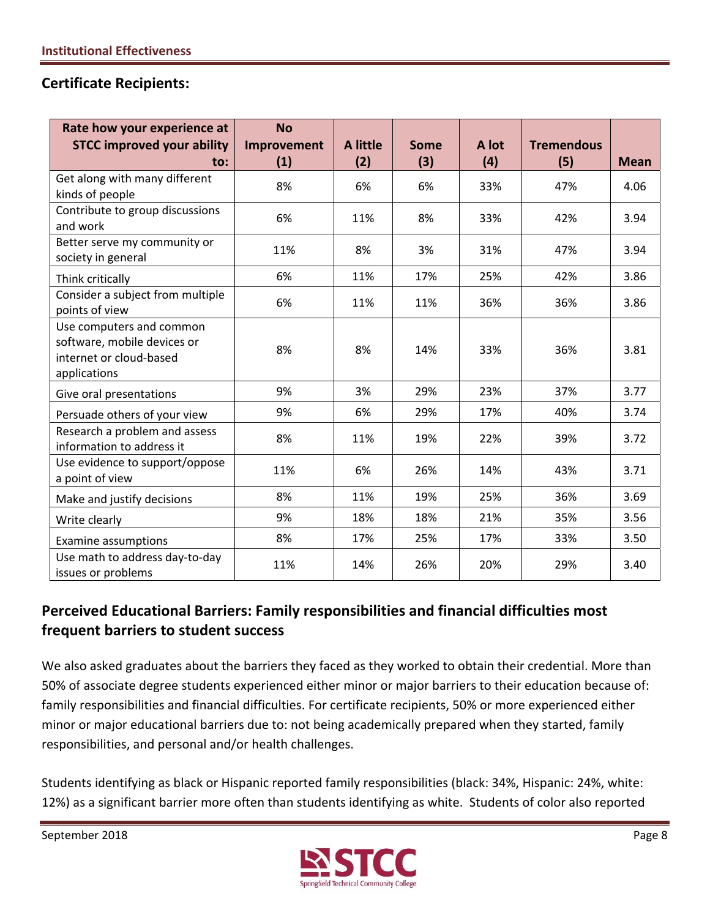## Certificate Recipients:

| Rate how your experience at STCC improved your ability to: | No Improvement (1) | A little (2) | Some (3) | A lot (4) | Tremendous (5) | Mean |
|---|---|---|---|---|---|---|
| Get along with many different kinds of people | 8% | 6% | 6% | 33% | 47% | 4.06 |
| Contribute to group discussions and work | 6% | 11% | 8% | 33% | 42% | 3.94 |
| Better serve my community or society in general | 11% | 8% | 3% | 31% | 47% | 3.94 |
| Think critically | 6% | 11% | 17% | 25% | 42% | 3.86 |
| Consider a subject from multiple points of view | 6% | 11% | 11% | 36% | 36% | 3.86 |
| Use computers and common software, mobile devices or internet or cloud-based applications | 8% | 8% | 14% | 33% | 36% | 3.81 |
| Give oral presentations | 9% | 3% | 29% | 23% | 37% | 3.77 |
| Persuade others of your view | 9% | 6% | 29% | 17% | 40% | 3.74 |
| Research a problem and assess information to address it | 8% | 11% | 19% | 22% | 39% | 3.72 |
| Use evidence to support/oppose a point of view | 11% | 6% | 26% | 14% | 43% | 3.71 |
| Make and justify decisions | 8% | 11% | 19% | 25% | 36% | 3.69 |
| Write clearly | 9% | 18% | 18% | 21% | 35% | 3.56 |
| Examine assumptions | 8% | 17% | 25% | 17% | 33% | 3.50 |
| Use math to address day-to-day issues or problems | 11% | 14% | 26% | 20% | 29% | 3.40 |

## Perceived Educational Barriers: Family responsibilities and financial difficulties most frequent barriers to student success

We also asked graduates about the barriers they faced as they worked to obtain their credential. More than 50% of associate degree students experienced either minor or major barriers to their education because of: family responsibilities and financial difficulties. For certificate recipients, 50% or more experienced either minor or major educational barriers due to: not being academically prepared when they started, family responsibilities, and personal and/or health challenges.

Students identifying as black or Hispanic reported family responsibilities (black: 34%, Hispanic: 24%, white: 12%) as a significant barrier more often than students identifying as white. Students of color also reported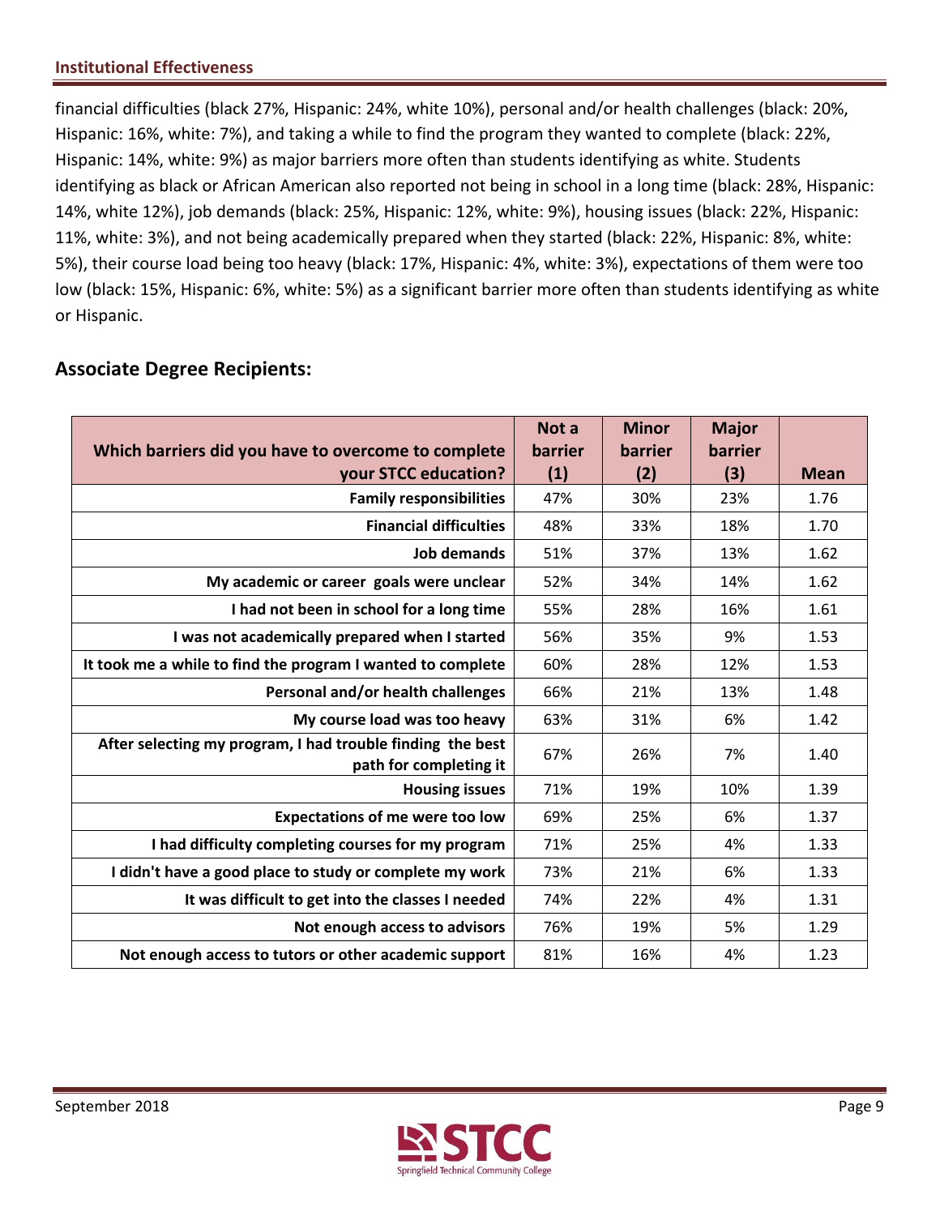financial difficulties (black 27%, Hispanic: 24%, white 10%), personal and/or health challenges (black: 20%, Hispanic: 16%, white: 7%), and taking a while to find the program they wanted to complete (black: 22%, Hispanic: 14%, white: 9%) as major barriers more often than students identifying as white. Students identifying as black or African American also reported not being in school in a long time (black: 28%, Hispanic: 14%, white 12%), job demands (black: 25%, Hispanic: 12%, white: 9%), housing issues (black: 22%, Hispanic: 11%, white: 3%), and not being academically prepared when they started (black: 22%, Hispanic: 8%, white: 5%), their course load being too heavy (black: 17%, Hispanic: 4%, white: 3%), expectations of them were too low (black: 15%, Hispanic: 6%, white: 5%) as a significant barrier more often than students identifying as white or Hispanic.

## Associate Degree Recipients:

| Which barriers did you have to overcome to complete your STCC education? | Not a barrier (1) | Minor barrier (2) | Major barrier (3) | Mean |
|---|---|---|---|---|
| Family responsibilities | 47% | 30% | 23% | 1.76 |
| Financial difficulties | 48% | 33% | 18% | 1.70 |
| Job demands | 51% | 37% | 13% | 1.62 |
| My academic or career goals were unclear | 52% | 34% | 14% | 1.62 |
| I had not been in school for a long time | 55% | 28% | 16% | 1.61 |
| I was not academically prepared when I started | 56% | 35% | 9% | 1.53 |
| It took me a while to find the program I wanted to complete | 60% | 28% | 12% | 1.53 |
| Personal and/or health challenges | 66% | 21% | 13% | 1.48 |
| My course load was too heavy | 63% | 31% | 6% | 1.42 |
| After selecting my program, I had trouble finding the best path for completing it | 67% | 26% | 7% | 1.40 |
| Housing issues | 71% | 19% | 10% | 1.39 |
| Expectations of me were too low | 69% | 25% | 6% | 1.37 |
| I had difficulty completing courses for my program | 71% | 25% | 4% | 1.33 |
| I didn't have a good place to study or complete my work | 73% | 21% | 6% | 1.33 |
| It was difficult to get into the classes I needed | 74% | 22% | 4% | 1.31 |
| Not enough access to advisors | 76% | 19% | 5% | 1.29 |
| Not enough access to tutors or other academic support | 81% | 16% | 4% | 1.23 |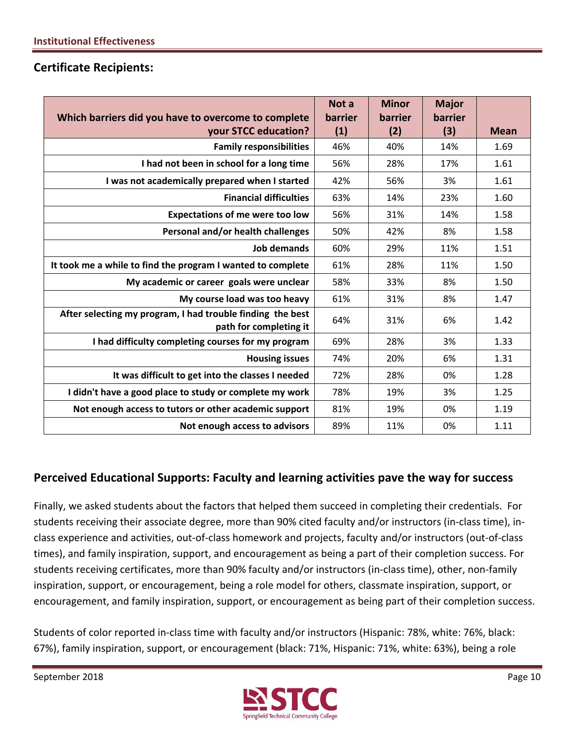## Certificate Recipients:

| Which barriers did you have to overcome to complete your STCC education? | Not a barrier (1) | Minor barrier (2) | Major barrier (3) | Mean |
|---|---|---|---|---|
| Family responsibilities | 46% | 40% | 14% | 1.69 |
| I had not been in school for a long time | 56% | 28% | 17% | 1.61 |
| I was not academically prepared when I started | 42% | 56% | 3% | 1.61 |
| Financial difficulties | 63% | 14% | 23% | 1.60 |
| Expectations of me were too low | 56% | 31% | 14% | 1.58 |
| Personal and/or health challenges | 50% | 42% | 8% | 1.58 |
| Job demands | 60% | 29% | 11% | 1.51 |
| It took me a while to find the program I wanted to complete | 61% | 28% | 11% | 1.50 |
| My academic or career goals were unclear | 58% | 33% | 8% | 1.50 |
| My course load was too heavy | 61% | 31% | 8% | 1.47 |
| After selecting my program, I had trouble finding the best path for completing it | 64% | 31% | 6% | 1.42 |
| I had difficulty completing courses for my program | 69% | 28% | 3% | 1.33 |
| Housing issues | 74% | 20% | 6% | 1.31 |
| It was difficult to get into the classes I needed | 72% | 28% | 0% | 1.28 |
| I didn't have a good place to study or complete my work | 78% | 19% | 3% | 1.25 |
| Not enough access to tutors or other academic support | 81% | 19% | 0% | 1.19 |
| Not enough access to advisors | 89% | 11% | 0% | 1.11 |

## Perceived Educational Supports: Faculty and learning activities pave the way for success

Finally, we asked students about the factors that helped them succeed in completing their credentials. For students receiving their associate degree, more than 90% cited faculty and/or instructors (in-class time), in-class experience and activities, out-of-class homework and projects, faculty and/or instructors (out-of-class times), and family inspiration, support, and encouragement as being a part of their completion success. For students receiving certificates, more than 90% faculty and/or instructors (in-class time), other, non-family inspiration, support, or encouragement, being a role model for others, classmate inspiration, support, or encouragement, and family inspiration, support, or encouragement as being part of their completion success.

Students of color reported in-class time with faculty and/or instructors (Hispanic: 78%, white: 76%, black: 67%), family inspiration, support, or encouragement (black: 71%, Hispanic: 71%, white: 63%), being a role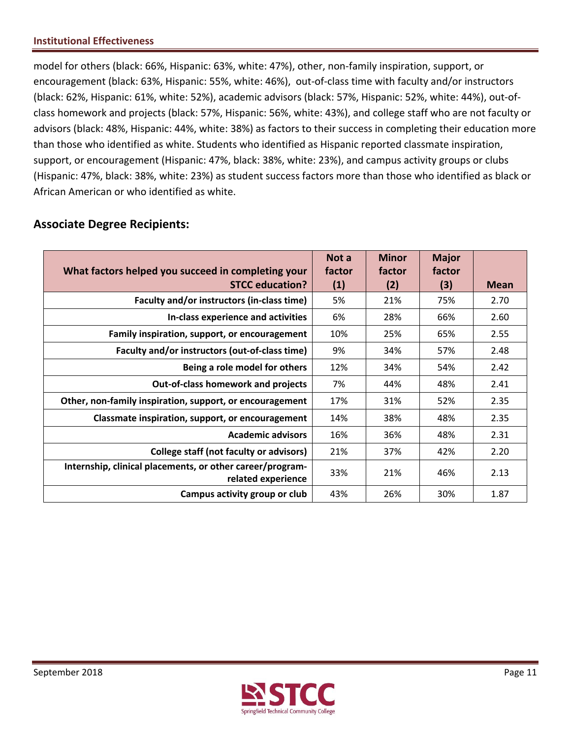model for others (black: 66%, Hispanic: 63%, white: 47%), other, non-family inspiration, support, or encouragement (black: 63%, Hispanic: 55%, white: 46%), out-of-class time with faculty and/or instructors (black: 62%, Hispanic: 61%, white: 52%), academic advisors (black: 57%, Hispanic: 52%, white: 44%), out-of-class homework and projects (black: 57%, Hispanic: 56%, white: 43%), and college staff who are not faculty or advisors (black: 48%, Hispanic: 44%, white: 38%) as factors to their success in completing their education more than those who identified as white. Students who identified as Hispanic reported classmate inspiration, support, or encouragement (Hispanic: 47%, black: 38%, white: 23%), and campus activity groups or clubs (Hispanic: 47%, black: 38%, white: 23%) as student success factors more than those who identified as black or African American or who identified as white.

## Associate Degree Recipients:

| What factors helped you succeed in completing your STCC education? | Not a factor (1) | Minor factor (2) | Major factor (3) | Mean |
|---|---|---|---|---|
| Faculty and/or instructors (in-class time) | 5% | 21% | 75% | 2.70 |
| In-class experience and activities | 6% | 28% | 66% | 2.60 |
| Family inspiration, support, or encouragement | 10% | 25% | 65% | 2.55 |
| Faculty and/or instructors (out-of-class time) | 9% | 34% | 57% | 2.48 |
| Being a role model for others | 12% | 34% | 54% | 2.42 |
| Out-of-class homework and projects | 7% | 44% | 48% | 2.41 |
| Other, non-family inspiration, support, or encouragement | 17% | 31% | 52% | 2.35 |
| Classmate inspiration, support, or encouragement | 14% | 38% | 48% | 2.35 |
| Academic advisors | 16% | 36% | 48% | 2.31 |
| College staff (not faculty or advisors) | 21% | 37% | 42% | 2.20 |
| Internship, clinical placements, or other career/program-related experience | 33% | 21% | 46% | 2.13 |
| Campus activity group or club | 43% | 26% | 30% | 1.87 |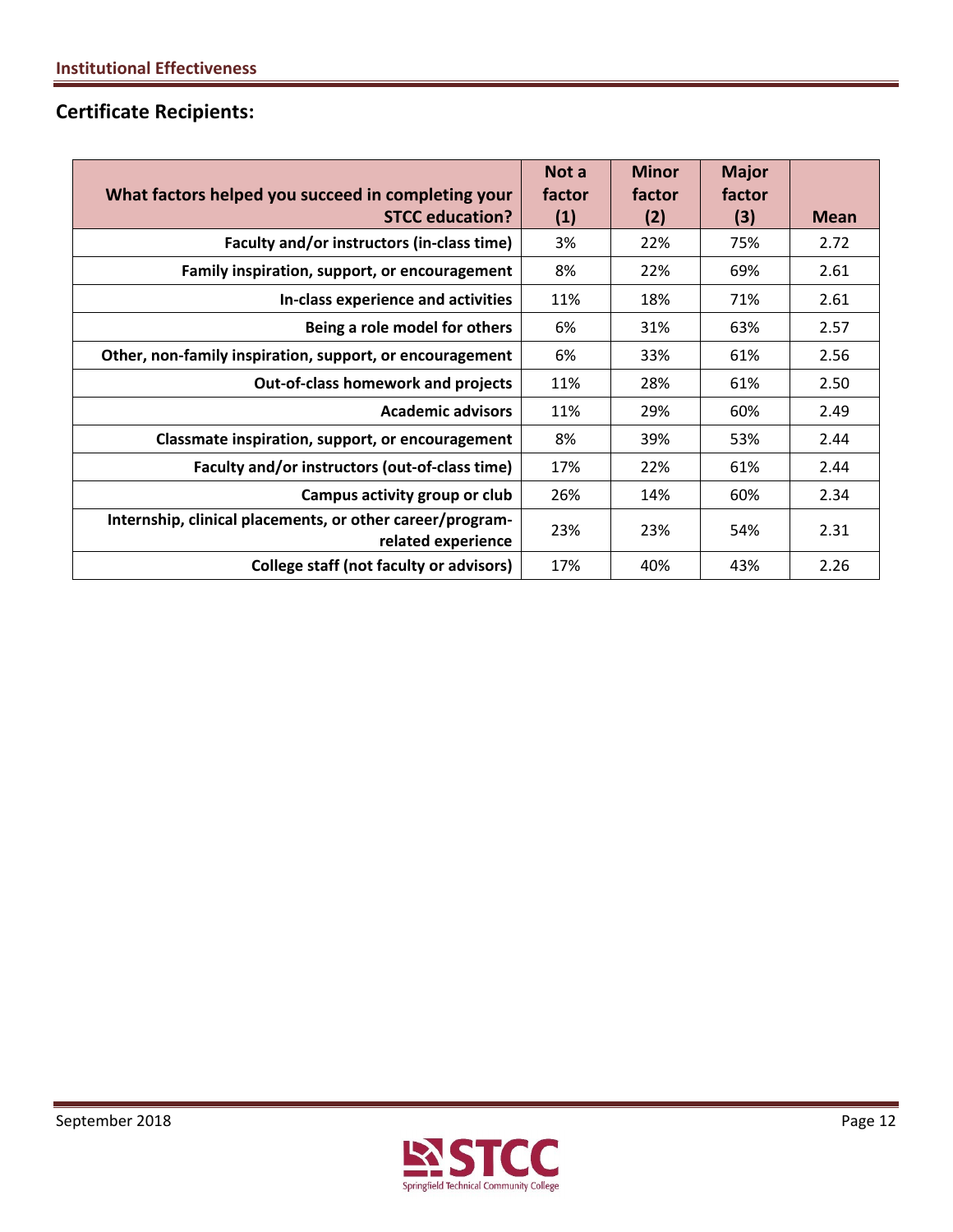## Certificate Recipients:

| What factors helped you succeed in completing your STCC education? | Not a factor (1) | Minor factor (2) | Major factor (3) | Mean |
|---|---|---|---|---|
| Faculty and/or instructors (in-class time) | 3% | 22% | 75% | 2.72 |
| Family inspiration, support, or encouragement | 8% | 22% | 69% | 2.61 |
| In-class experience and activities | 11% | 18% | 71% | 2.61 |
| Being a role model for others | 6% | 31% | 63% | 2.57 |
| Other, non-family inspiration, support, or encouragement | 6% | 33% | 61% | 2.56 |
| Out-of-class homework and projects | 11% | 28% | 61% | 2.50 |
| Academic advisors | 11% | 29% | 60% | 2.49 |
| Classmate inspiration, support, or encouragement | 8% | 39% | 53% | 2.44 |
| Faculty and/or instructors (out-of-class time) | 17% | 22% | 61% | 2.44 |
| Campus activity group or club | 26% | 14% | 60% | 2.34 |
| Internship, clinical placements, or other career/program-related experience | 23% | 23% | 54% | 2.31 |
| College staff (not faculty or advisors) | 17% | 40% | 43% | 2.26 |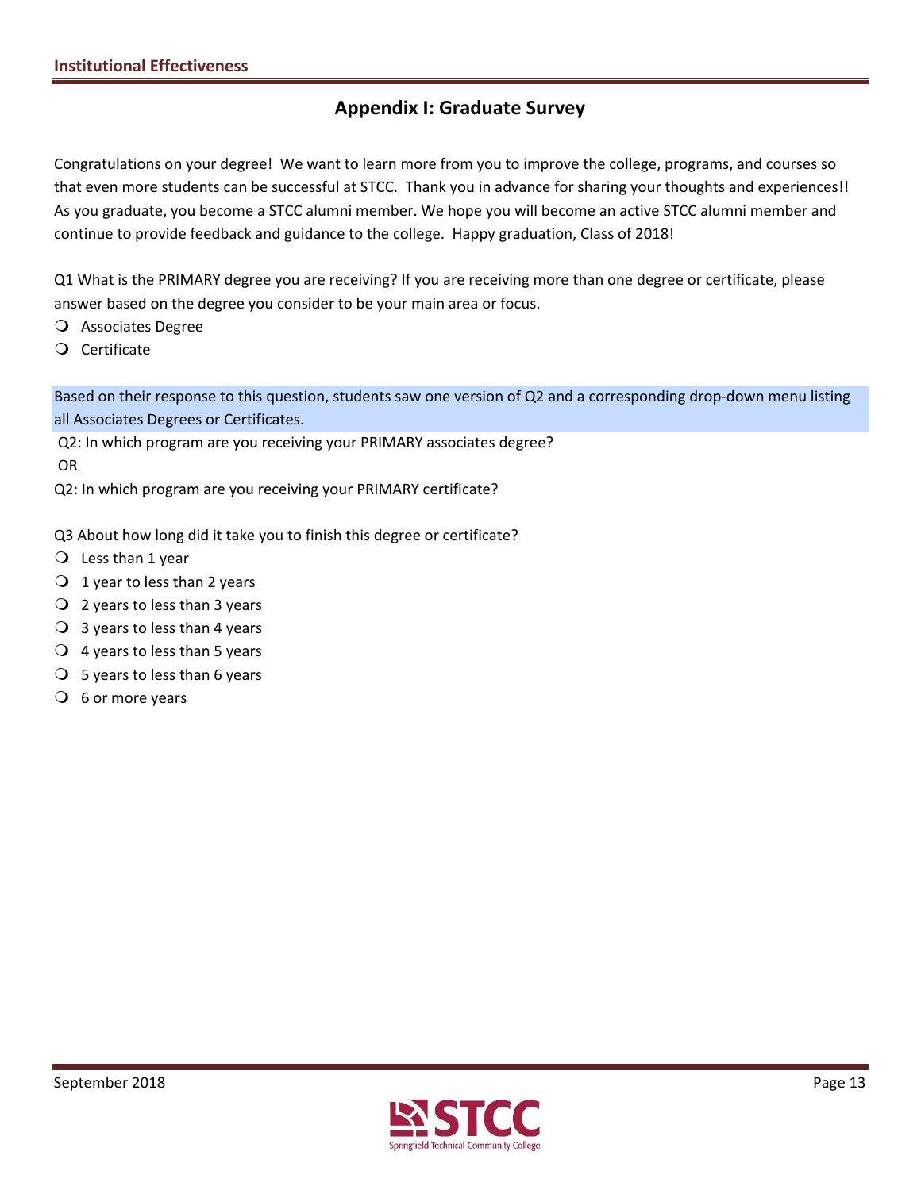## Appendix I: Graduate Survey

Congratulations on your degree! We want to learn more from you to improve the college, programs, and courses so that even more students can be successful at STCC. Thank you in advance for sharing your thoughts and experiences!! As you graduate, you become a STCC alumni member. We hope you will become an active STCC alumni member and continue to provide feedback and guidance to the college. Happy graduation, Class of 2018!

Q1 What is the PRIMARY degree you are receiving? If you are receiving more than one degree or certificate, please answer based on the degree you consider to be your main area or focus.

- Associates Degree
- Certificate

Based on their response to this question, students saw one version of Q2 and a corresponding drop-down menu listing all Associates Degrees or Certificates.

Q2: In which program are you receiving your PRIMARY associates degree?

OR

Q2: In which program are you receiving your PRIMARY certificate?

Q3 About how long did it take you to finish this degree or certificate?

- Less than 1 year
- 1 year to less than 2 years
- 2 years to less than 3 years
- 3 years to less than 4 years
- 4 years to less than 5 years
- 5 years to less than 6 years
- 6 or more years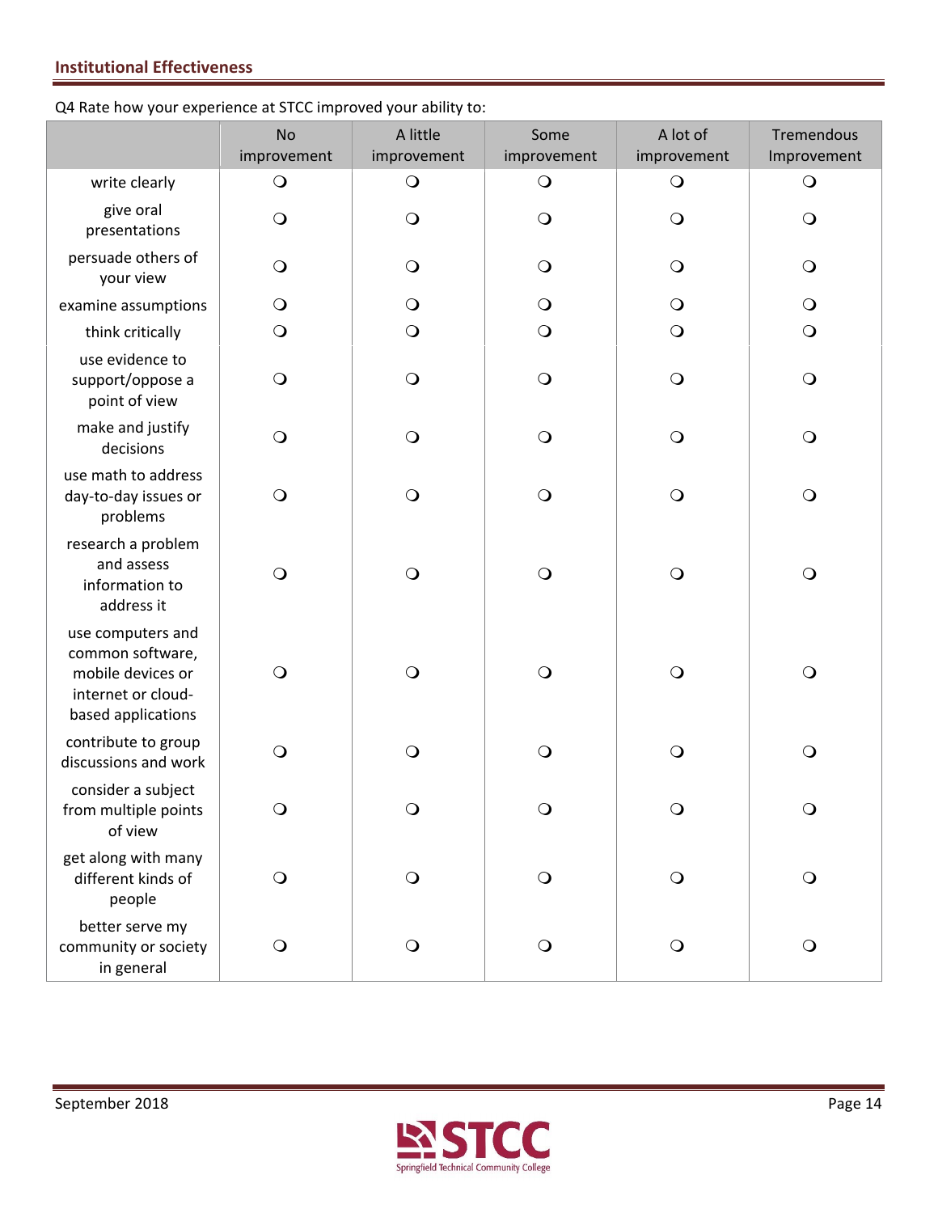**Institutional Effectiveness**

Q4 Rate how your experience at STCC improved your ability to:

| | No improvement | A little improvement | Some improvement | A lot of improvement | Tremendous Improvement |
|---|---|---|---|---|---|
| write clearly | ❍ | ❍ | ❍ | ❍ | ❍ |
| give oral presentations | ❍ | ❍ | ❍ | ❍ | ❍ |
| persuade others of your view | ❍ | ❍ | ❍ | ❍ | ❍ |
| examine assumptions | ❍ | ❍ | ❍ | ❍ | ❍ |
| think critically | ❍ | ❍ | ❍ | ❍ | ❍ |
| use evidence to support/oppose a point of view | ❍ | ❍ | ❍ | ❍ | ❍ |
| make and justify decisions | ❍ | ❍ | ❍ | ❍ | ❍ |
| use math to address day-to-day issues or problems | ❍ | ❍ | ❍ | ❍ | ❍ |
| research a problem and assess information to address it | ❍ | ❍ | ❍ | ❍ | ❍ |
| use computers and common software, mobile devices or internet or cloud-based applications | ❍ | ❍ | ❍ | ❍ | ❍ |
| contribute to group discussions and work | ❍ | ❍ | ❍ | ❍ | ❍ |
| consider a subject from multiple points of view | ❍ | ❍ | ❍ | ❍ | ❍ |
| get along with many different kinds of people | ❍ | ❍ | ❍ | ❍ | ❍ |
| better serve my community or society in general | ❍ | ❍ | ❍ | ❍ | ❍ |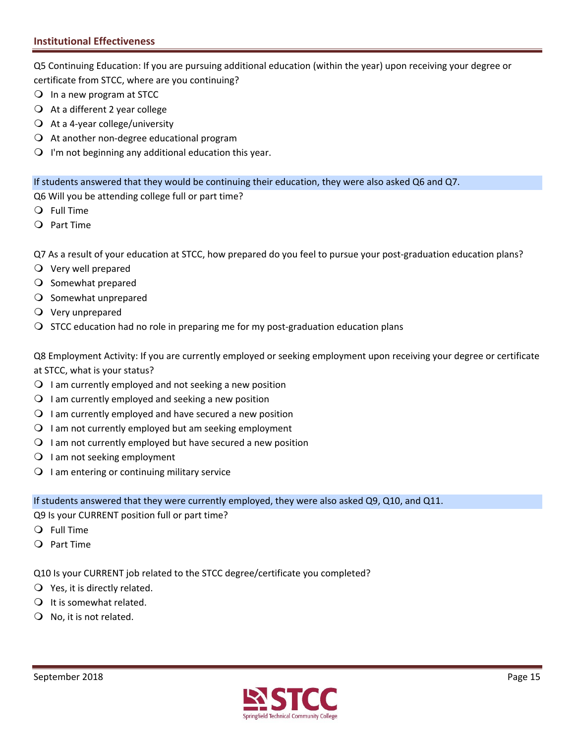Q5 Continuing Education: If you are pursuing additional education (within the year) upon receiving your degree or certificate from STCC, where are you continuing?

- In a new program at STCC
- At a different 2 year college
- At a 4-year college/university
- At another non-degree educational program
- I'm not beginning any additional education this year.

If students answered that they would be continuing their education, they were also asked Q6 and Q7.

Q6 Will you be attending college full or part time?

- Full Time
- Part Time

Q7 As a result of your education at STCC, how prepared do you feel to pursue your post-graduation education plans?

- Very well prepared
- Somewhat prepared
- Somewhat unprepared
- Very unprepared
- STCC education had no role in preparing me for my post-graduation education plans

Q8 Employment Activity: If you are currently employed or seeking employment upon receiving your degree or certificate at STCC, what is your status?

- I am currently employed and not seeking a new position
- I am currently employed and seeking a new position
- I am currently employed and have secured a new position
- I am not currently employed but am seeking employment
- I am not currently employed but have secured a new position
- I am not seeking employment
- I am entering or continuing military service

If students answered that they were currently employed, they were also asked Q9, Q10, and Q11.

Q9 Is your CURRENT position full or part time?

- Full Time
- Part Time

Q10 Is your CURRENT job related to the STCC degree/certificate you completed?

- Yes, it is directly related.
- It is somewhat related.
- No, it is not related.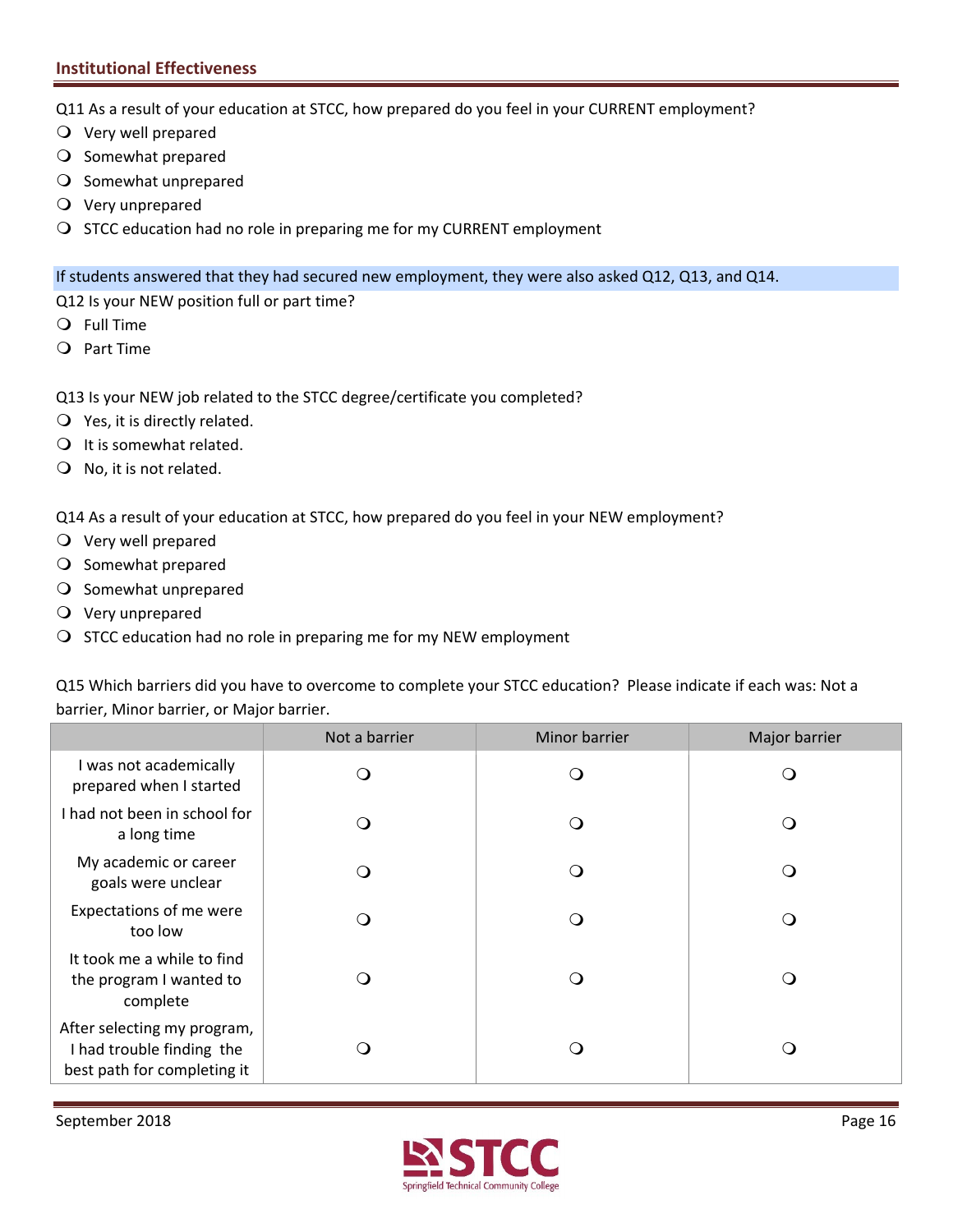## Institutional Effectiveness

Q11 As a result of your education at STCC, how prepared do you feel in your CURRENT employment?

- ❍ Very well prepared
- ❍ Somewhat prepared
- ❍ Somewhat unprepared
- ❍ Very unprepared
- ❍ STCC education had no role in preparing me for my CURRENT employment

If students answered that they had secured new employment, they were also asked Q12, Q13, and Q14.

Q12 Is your NEW position full or part time?

- ❍ Full Time
- ❍ Part Time

Q13 Is your NEW job related to the STCC degree/certificate you completed?

- ❍ Yes, it is directly related.
- ❍ It is somewhat related.
- ❍ No, it is not related.

Q14 As a result of your education at STCC, how prepared do you feel in your NEW employment?

- ❍ Very well prepared
- ❍ Somewhat prepared
- ❍ Somewhat unprepared
- ❍ Very unprepared
- ❍ STCC education had no role in preparing me for my NEW employment

Q15 Which barriers did you have to overcome to complete your STCC education? Please indicate if each was: Not a barrier, Minor barrier, or Major barrier.

| | Not a barrier | Minor barrier | Major barrier |
|---|---|---|---|
| I was not academically prepared when I started | ❍ | ❍ | ❍ |
| I had not been in school for a long time | ❍ | ❍ | ❍ |
| My academic or career goals were unclear | ❍ | ❍ | ❍ |
| Expectations of me were too low | ❍ | ❍ | ❍ |
| It took me a while to find the program I wanted to complete | ❍ | ❍ | ❍ |
| After selecting my program, I had trouble finding the best path for completing it | ❍ | ❍ | ❍ |

September 2018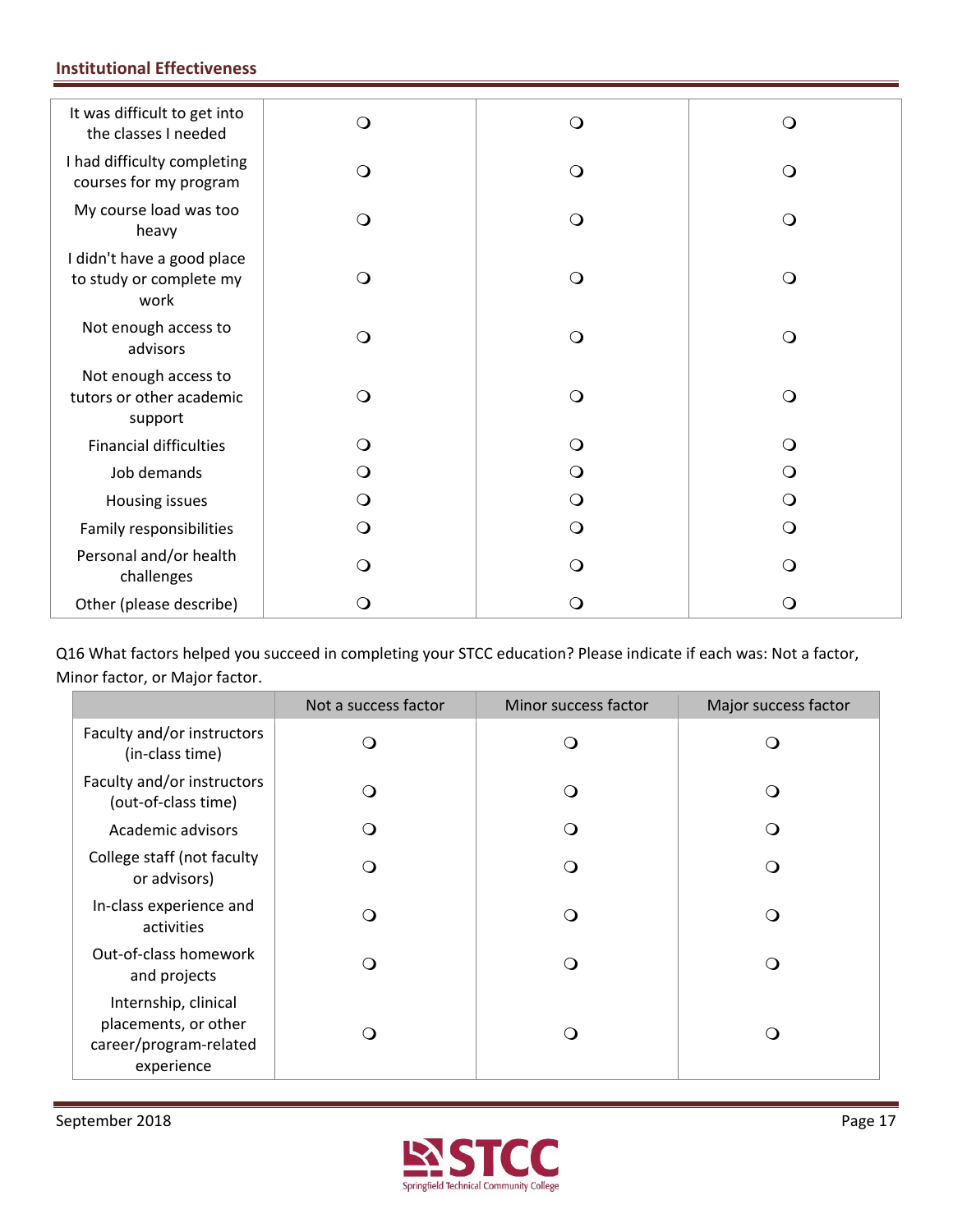| | | | |
|---|---|---|---|
| It was difficult to get into the classes I needed | ❍ | ❍ | ❍ |
| I had difficulty completing courses for my program | ❍ | ❍ | ❍ |
| My course load was too heavy | ❍ | ❍ | ❍ |
| I didn't have a good place to study or complete my work | ❍ | ❍ | ❍ |
| Not enough access to advisors | ❍ | ❍ | ❍ |
| Not enough access to tutors or other academic support | ❍ | ❍ | ❍ |
| Financial difficulties | ❍ | ❍ | ❍ |
| Job demands | ❍ | ❍ | ❍ |
| Housing issues | ❍ | ❍ | ❍ |
| Family responsibilities | ❍ | ❍ | ❍ |
| Personal and/or health challenges | ❍ | ❍ | ❍ |
| Other (please describe) | ❍ | ❍ | ❍ |

Q16 What factors helped you succeed in completing your STCC education? Please indicate if each was: Not a factor, Minor factor, or Major factor.

| | Not a success factor | Minor success factor | Major success factor |
|---|---|---|---|
| Faculty and/or instructors (in-class time) | ❍ | ❍ | ❍ |
| Faculty and/or instructors (out-of-class time) | ❍ | ❍ | ❍ |
| Academic advisors | ❍ | ❍ | ❍ |
| College staff (not faculty or advisors) | ❍ | ❍ | ❍ |
| In-class experience and activities | ❍ | ❍ | ❍ |
| Out-of-class homework and projects | ❍ | ❍ | ❍ |
| Internship, clinical placements, or other career/program-related experience | ❍ | ❍ | ❍ |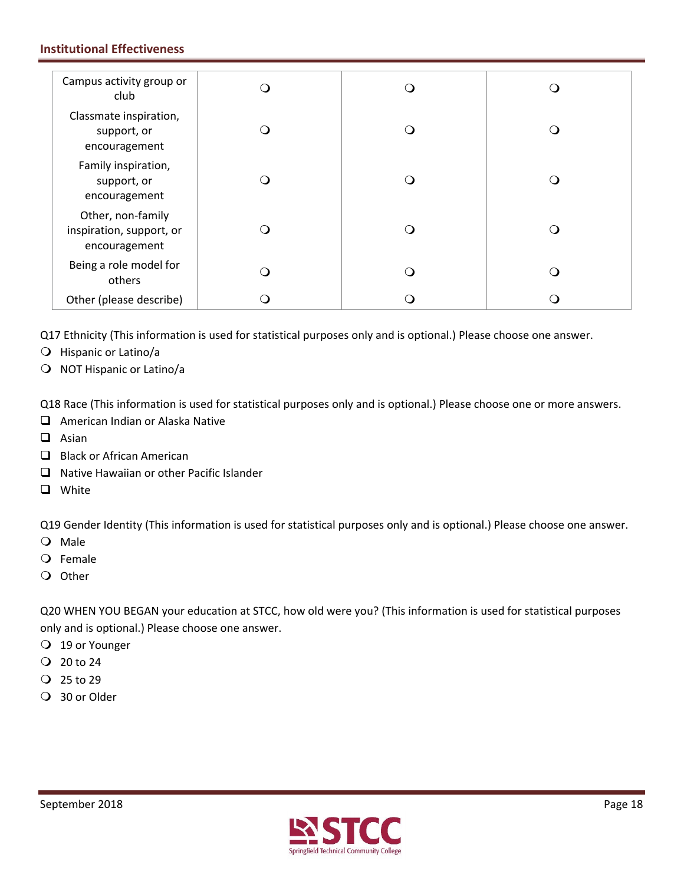| | | | |
|---|---|---|---|
| Campus activity group or club | ❍ | ❍ | ❍ |
| Classmate inspiration, support, or encouragement | ❍ | ❍ | ❍ |
| Family inspiration, support, or encouragement | ❍ | ❍ | ❍ |
| Other, non-family inspiration, support, or encouragement | ❍ | ❍ | ❍ |
| Being a role model for others | ❍ | ❍ | ❍ |
| Other (please describe) | ❍ | ❍ | ❍ |

Q17 Ethnicity (This information is used for statistical purposes only and is optional.) Please choose one answer.

- ❍ Hispanic or Latino/a
- ❍ NOT Hispanic or Latino/a

Q18 Race (This information is used for statistical purposes only and is optional.) Please choose one or more answers.

- ❑ American Indian or Alaska Native
- ❑ Asian
- ❑ Black or African American
- ❑ Native Hawaiian or other Pacific Islander
- ❑ White

Q19 Gender Identity (This information is used for statistical purposes only and is optional.) Please choose one answer.

- ❍ Male
- ❍ Female
- ❍ Other

Q20 WHEN YOU BEGAN your education at STCC, how old were you? (This information is used for statistical purposes only and is optional.) Please choose one answer.

- ❍ 19 or Younger
- ❍ 20 to 24
- ❍ 25 to 29
- ❍ 30 or Older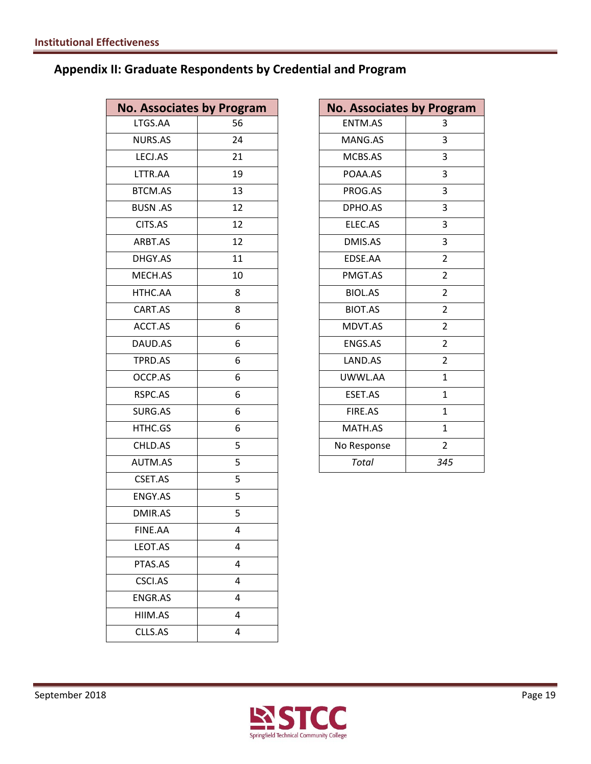## Appendix II: Graduate Respondents by Credential and Program

| No. Associates by Program | |
|---|---|
| LTGS.AA | 56 |
| NURS.AS | 24 |
| LECJ.AS | 21 |
| LTTR.AA | 19 |
| BTCM.AS | 13 |
| BUSN .AS | 12 |
| CITS.AS | 12 |
| ARBT.AS | 12 |
| DHGY.AS | 11 |
| MECH.AS | 10 |
| HTHC.AA | 8 |
| CART.AS | 8 |
| ACCT.AS | 6 |
| DAUD.AS | 6 |
| TPRD.AS | 6 |
| OCCP.AS | 6 |
| RSPC.AS | 6 |
| SURG.AS | 6 |
| HTHC.GS | 6 |
| CHLD.AS | 5 |
| AUTM.AS | 5 |
| CSET.AS | 5 |
| ENGY.AS | 5 |
| DMIR.AS | 5 |
| FINE.AA | 4 |
| LEOT.AS | 4 |
| PTAS.AS | 4 |
| CSCI.AS | 4 |
| ENGR.AS | 4 |
| HIIM.AS | 4 |
| CLLS.AS | 4 |
| ENTM.AS | 3 |
| MANG.AS | 3 |
| MCBS.AS | 3 |
| POAA.AS | 3 |
| PROG.AS | 3 |
| DPHO.AS | 3 |
| ELEC.AS | 3 |
| DMIS.AS | 3 |
| EDSE.AA | 2 |
| PMGT.AS | 2 |
| BIOL.AS | 2 |
| BIOT.AS | 2 |
| MDVT.AS | 2 |
| ENGS.AS | 2 |
| LAND.AS | 2 |
| UWWL.AA | 1 |
| ESET.AS | 1 |
| FIRE.AS | 1 |
| MATH.AS | 1 |
| No Response | 2 |
| *Total* | *345* |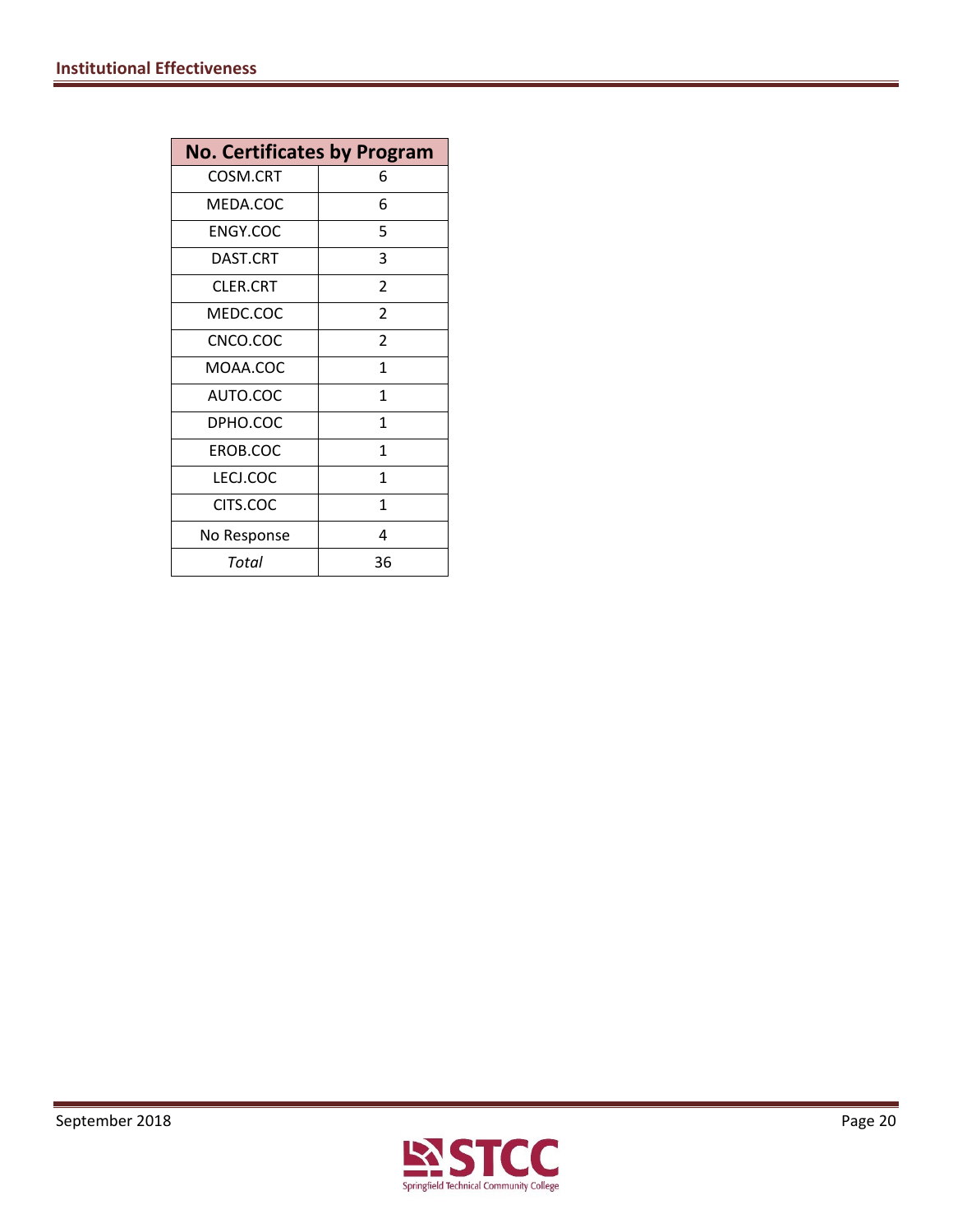| No. Certificates by Program | |
|---|---|
| COSM.CRT | 6 |
| MEDA.COC | 6 |
| ENGY.COC | 5 |
| DAST.CRT | 3 |
| CLER.CRT | 2 |
| MEDC.COC | 2 |
| CNCO.COC | 2 |
| MOAA.COC | 1 |
| AUTO.COC | 1 |
| DPHO.COC | 1 |
| EROB.COC | 1 |
| LECJ.COC | 1 |
| CITS.COC | 1 |
| No Response | 4 |
| *Total* | 36 |